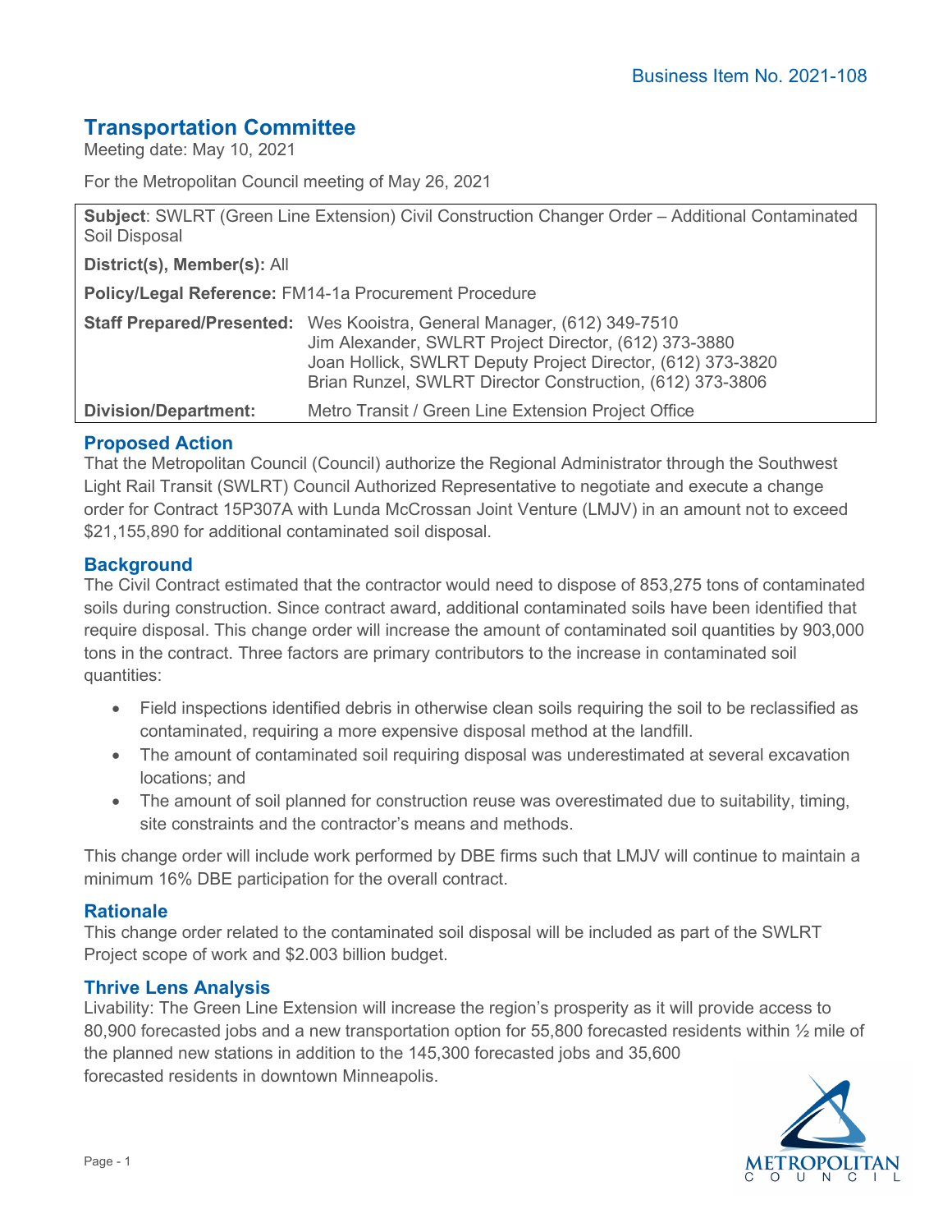Business Item No. 2021-108

# Transportation Committee

Meeting date: May 10, 2021

For the Metropolitan Council meeting of May 26, 2021

**Subject**: SWLRT (Green Line Extension) Civil Construction Changer Order – Additional Contaminated Soil Disposal

**District(s), Member(s):** All

**Policy/Legal Reference:** FM14-1a Procurement Procedure

| **Staff Prepared/Presented:** | Wes Kooistra, General Manager, (612) 349-7510<br>Jim Alexander, SWLRT Project Director, (612) 373-3880<br>Joan Hollick, SWLRT Deputy Project Director, (612) 373-3820<br>Brian Runzel, SWLRT Director Construction, (612) 373-3806 |
|---|---|
| **Division/Department:** | Metro Transit / Green Line Extension Project Office |

## Proposed Action

That the Metropolitan Council (Council) authorize the Regional Administrator through the Southwest Light Rail Transit (SWLRT) Council Authorized Representative to negotiate and execute a change order for Contract 15P307A with Lunda McCrossan Joint Venture (LMJV) in an amount not to exceed $21,155,890 for additional contaminated soil disposal.

## Background

The Civil Contract estimated that the contractor would need to dispose of 853,275 tons of contaminated soils during construction. Since contract award, additional contaminated soils have been identified that require disposal. This change order will increase the amount of contaminated soil quantities by 903,000 tons in the contract. Three factors are primary contributors to the increase in contaminated soil quantities:

- Field inspections identified debris in otherwise clean soils requiring the soil to be reclassified as contaminated, requiring a more expensive disposal method at the landfill.
- The amount of contaminated soil requiring disposal was underestimated at several excavation locations; and
- The amount of soil planned for construction reuse was overestimated due to suitability, timing, site constraints and the contractor's means and methods.

This change order will include work performed by DBE firms such that LMJV will continue to maintain a minimum 16% DBE participation for the overall contract.

## Rationale

This change order related to the contaminated soil disposal will be included as part of the SWLRT Project scope of work and $2.003 billion budget.

## Thrive Lens Analysis

Livability: The Green Line Extension will increase the region's prosperity as it will provide access to 80,900 forecasted jobs and a new transportation option for 55,800 forecasted residents within ½ mile of the planned new stations in addition to the 145,300 forecasted jobs and 35,600 forecasted residents in downtown Minneapolis.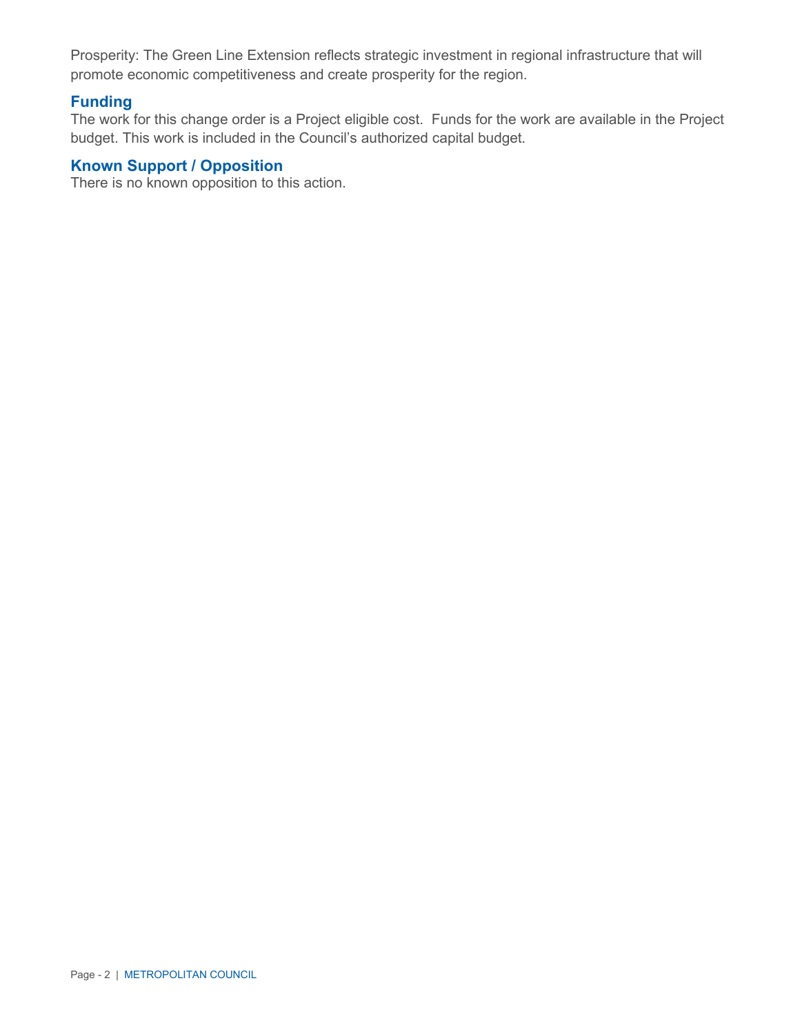Prosperity: The Green Line Extension reflects strategic investment in regional infrastructure that will promote economic competitiveness and create prosperity for the region.

## Funding

The work for this change order is a Project eligible cost. Funds for the work are available in the Project budget. This work is included in the Council's authorized capital budget.

## Known Support / Opposition

There is no known opposition to this action.